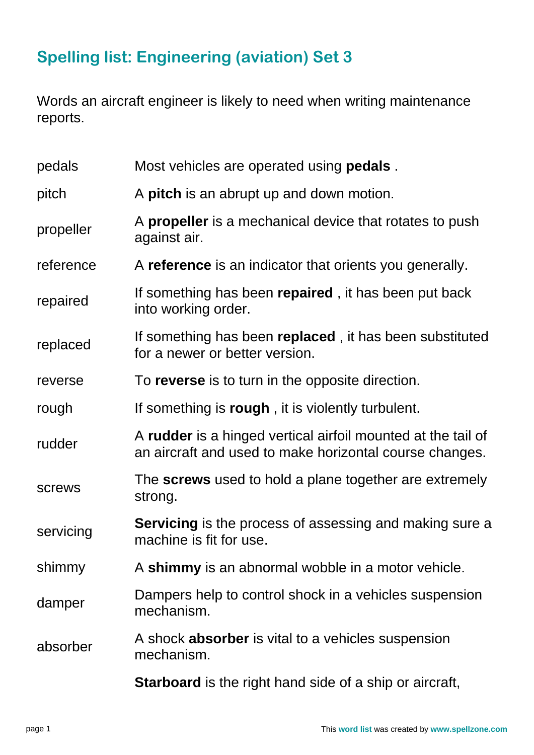## Spelling list: Engineering (aviation) Set 3

Words an aircraft engineer is likely to need when writing maintenance reports.

| | |
|---|---|
| pedals | Most vehicles are operated using **pedals** . |
| pitch | A **pitch** is an abrupt up and down motion. |
| propeller | A **propeller** is a mechanical device that rotates to push against air. |
| reference | A **reference** is an indicator that orients you generally. |
| repaired | If something has been **repaired** , it has been put back into working order. |
| replaced | If something has been **replaced** , it has been substituted for a newer or better version. |
| reverse | To **reverse** is to turn in the opposite direction. |
| rough | If something is **rough** , it is violently turbulent. |
| rudder | A **rudder** is a hinged vertical airfoil mounted at the tail of an aircraft and used to make horizontal course changes. |
| screws | The **screws** used to hold a plane together are extremely strong. |
| servicing | **Servicing** is the process of assessing and making sure a machine is fit for use. |
| shimmy | A **shimmy** is an abnormal wobble in a motor vehicle. |
| damper | Dampers help to control shock in a vehicles suspension mechanism. |
| absorber | A shock **absorber** is vital to a vehicles suspension mechanism. |
| | **Starboard** is the right hand side of a ship or aircraft, |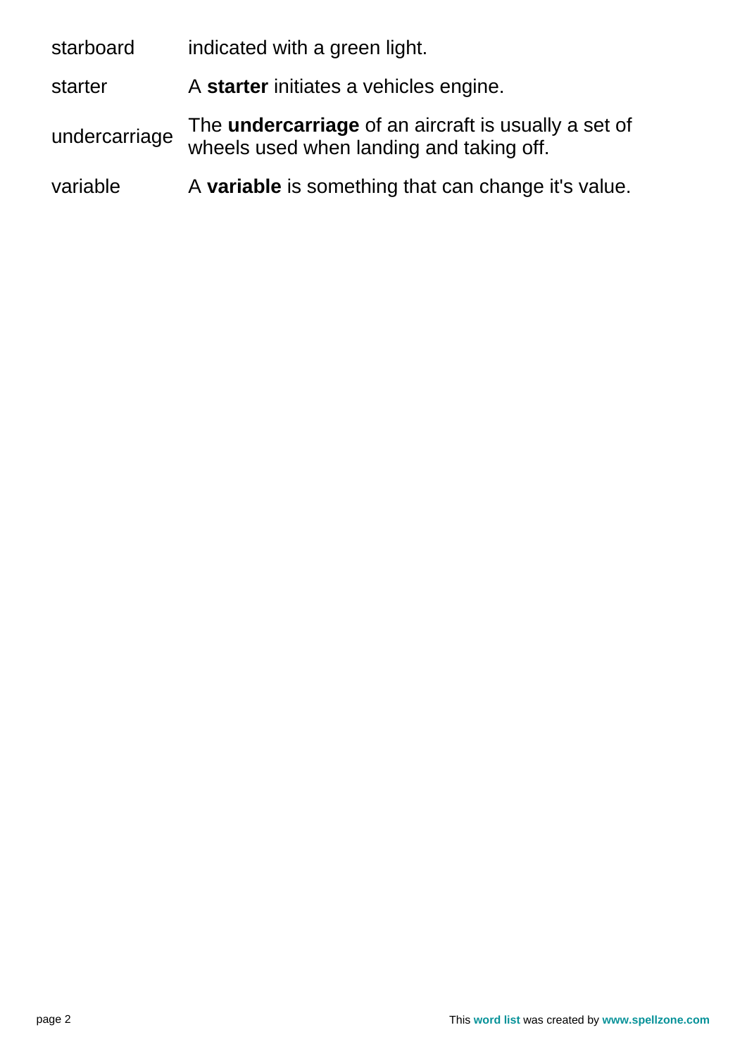| | |
|---|---|
| starboard | indicated with a green light. |
| starter | A **starter** initiates a vehicles engine. |
| undercarriage | The **undercarriage** of an aircraft is usually a set of wheels used when landing and taking off. |
| variable | A **variable** is something that can change it's value. |

This **word list** was created by **www.spellzone.com**